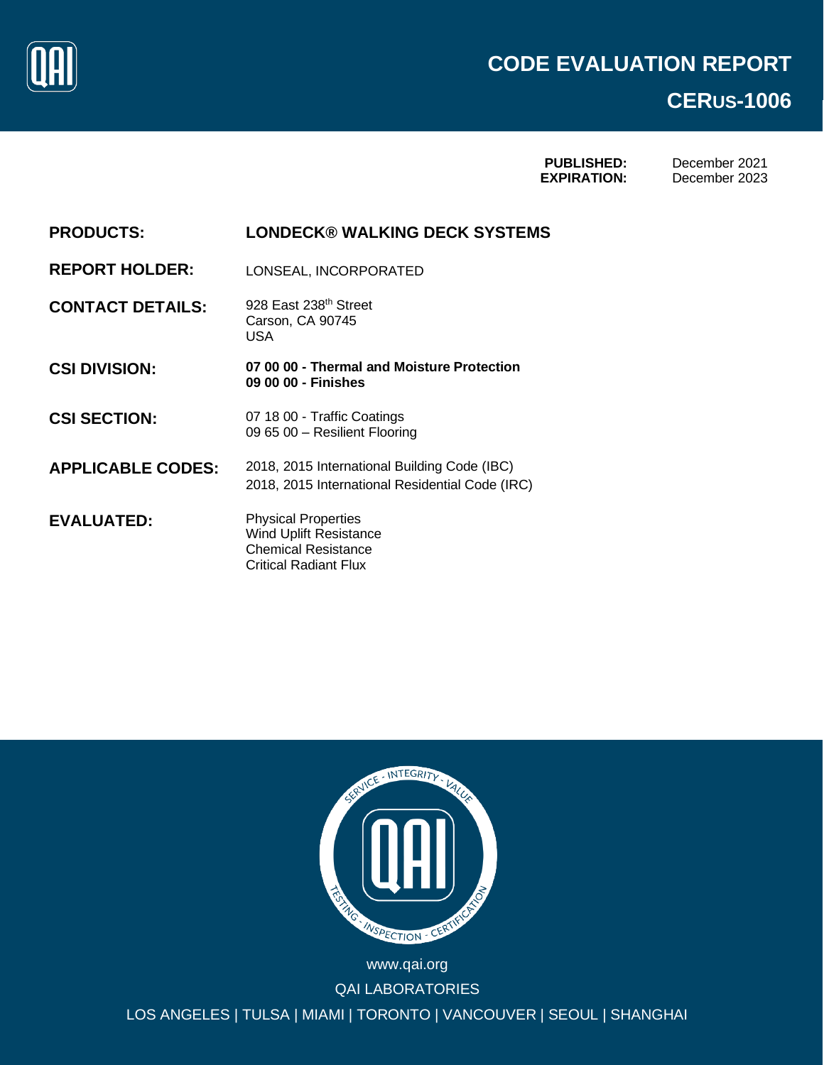# CODE EVALUATION REPORT

## CERUS-1006

**PUBLISHED:** December 2021
**EXPIRATION:** December 2023

| | |
|---|---|
| **PRODUCTS:** | **LONDECK® WALKING DECK SYSTEMS** |
| **REPORT HOLDER:** | LONSEAL, INCORPORATED |
| **CONTACT DETAILS:** | 928 East 238th Street<br>Carson, CA 90745<br>USA |
| **CSI DIVISION:** | **07 00 00 - Thermal and Moisture Protection**<br>**09 00 00 - Finishes** |
| **CSI SECTION:** | 07 18 00 - Traffic Coatings<br>09 65 00 – Resilient Flooring |
| **APPLICABLE CODES:** | 2018, 2015 International Building Code (IBC)<br>2018, 2015 International Residential Code (IRC) |
| **EVALUATED:** | Physical Properties<br>Wind Uplift Resistance<br>Chemical Resistance<br>Critical Radiant Flux |

www.qai.org

QAI LABORATORIES

LOS ANGELES | TULSA | MIAMI | TORONTO | VANCOUVER | SEOUL | SHANGHAI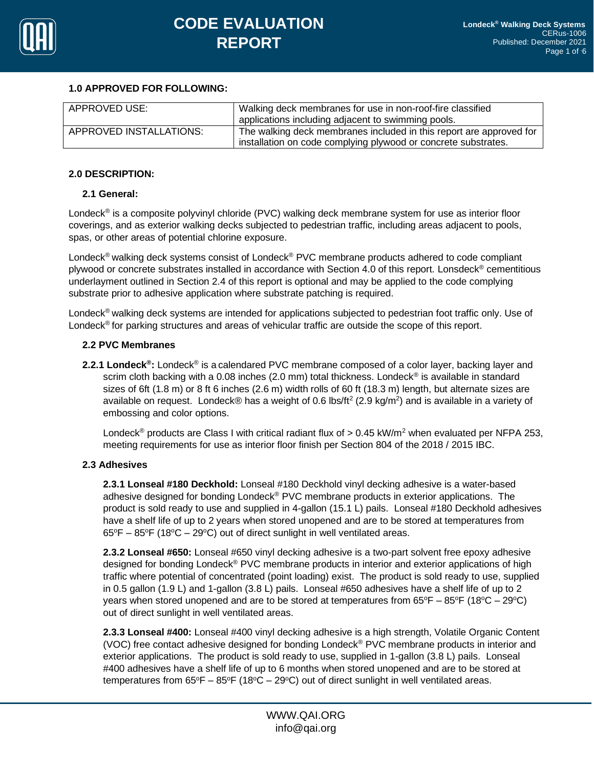## 1.0 APPROVED FOR FOLLOWING:

| APPROVED USE: | Walking deck membranes for use in non-roof-fire classified applications including adjacent to swimming pools. |
|---|---|
| APPROVED INSTALLATIONS: | The walking deck membranes included in this report are approved for installation on code complying plywood or concrete substrates. |

## 2.0 DESCRIPTION:

### 2.1 General:

Londeck® is a composite polyvinyl chloride (PVC) walking deck membrane system for use as interior floor coverings, and as exterior walking decks subjected to pedestrian traffic, including areas adjacent to pools, spas, or other areas of potential chlorine exposure.

Londeck® walking deck systems consist of Londeck® PVC membrane products adhered to code compliant plywood or concrete substrates installed in accordance with Section 4.0 of this report. Lonsdeck® cementitious underlayment outlined in Section 2.4 of this report is optional and may be applied to the code complying substrate prior to adhesive application where substrate patching is required.

Londeck® walking deck systems are intended for applications subjected to pedestrian foot traffic only. Use of Londeck® for parking structures and areas of vehicular traffic are outside the scope of this report.

### 2.2 PVC Membranes

**2.2.1 Londeck®:** Londeck® is a calendared PVC membrane composed of a color layer, backing layer and scrim cloth backing with a 0.08 inches (2.0 mm) total thickness. Londeck® is available in standard sizes of 6ft (1.8 m) or 8 ft 6 inches (2.6 m) width rolls of 60 ft (18.3 m) length, but alternate sizes are available on request. Londeck® has a weight of 0.6 lbs/ft$^2$ (2.9 kg/m$^2$) and is available in a variety of embossing and color options.

Londeck® products are Class I with critical radiant flux of > 0.45 kW/m$^2$ when evaluated per NFPA 253, meeting requirements for use as interior floor finish per Section 804 of the 2018 / 2015 IBC.

### 2.3 Adhesives

**2.3.1 Lonseal #180 Deckhold:** Lonseal #180 Deckhold vinyl decking adhesive is a water-based adhesive designed for bonding Londeck® PVC membrane products in exterior applications. The product is sold ready to use and supplied in 4-gallon (15.1 L) pails. Lonseal #180 Deckhold adhesives have a shelf life of up to 2 years when stored unopened and are to be stored at temperatures from 65°F – 85°F (18°C – 29°C) out of direct sunlight in well ventilated areas.

**2.3.2 Lonseal #650:** Lonseal #650 vinyl decking adhesive is a two-part solvent free epoxy adhesive designed for bonding Londeck® PVC membrane products in interior and exterior applications of high traffic where potential of concentrated (point loading) exist. The product is sold ready to use, supplied in 0.5 gallon (1.9 L) and 1-gallon (3.8 L) pails. Lonseal #650 adhesives have a shelf life of up to 2 years when stored unopened and are to be stored at temperatures from 65°F – 85°F (18°C – 29°C) out of direct sunlight in well ventilated areas.

**2.3.3 Lonseal #400:** Lonseal #400 vinyl decking adhesive is a high strength, Volatile Organic Content (VOC) free contact adhesive designed for bonding Londeck® PVC membrane products in interior and exterior applications. The product is sold ready to use, supplied in 1-gallon (3.8 L) pails. Lonseal #400 adhesives have a shelf life of up to 6 months when stored unopened and are to be stored at temperatures from 65°F – 85°F (18°C – 29°C) out of direct sunlight in well ventilated areas.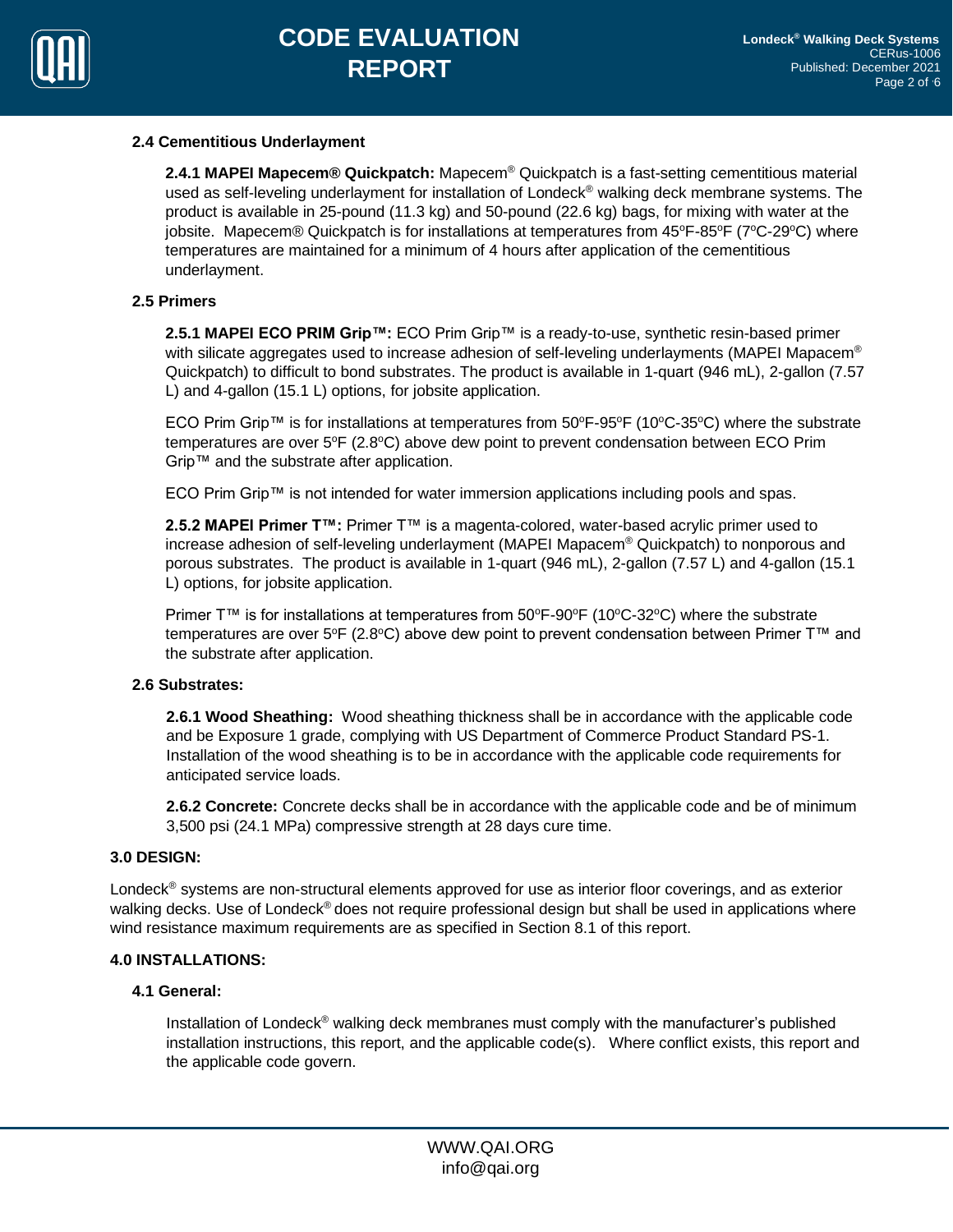### 2.4 Cementitious Underlayment

**2.4.1 MAPEI Mapecem® Quickpatch:** Mapecem® Quickpatch is a fast-setting cementitious material used as self-leveling underlayment for installation of Londeck® walking deck membrane systems. The product is available in 25-pound (11.3 kg) and 50-pound (22.6 kg) bags, for mixing with water at the jobsite. Mapecem® Quickpatch is for installations at temperatures from 45ºF-85ºF (7ºC-29ºC) where temperatures are maintained for a minimum of 4 hours after application of the cementitious underlayment.

### 2.5 Primers

**2.5.1 MAPEI ECO PRIM Grip™:** ECO Prim Grip™ is a ready-to-use, synthetic resin-based primer with silicate aggregates used to increase adhesion of self-leveling underlayments (MAPEI Mapacem® Quickpatch) to difficult to bond substrates. The product is available in 1-quart (946 mL), 2-gallon (7.57 L) and 4-gallon (15.1 L) options, for jobsite application.

ECO Prim Grip™ is for installations at temperatures from 50ºF-95ºF (10ºC-35ºC) where the substrate temperatures are over 5ºF (2.8ºC) above dew point to prevent condensation between ECO Prim Grip™ and the substrate after application.

ECO Prim Grip™ is not intended for water immersion applications including pools and spas.

**2.5.2 MAPEI Primer T™:** Primer T™ is a magenta-colored, water-based acrylic primer used to increase adhesion of self-leveling underlayment (MAPEI Mapecem® Quickpatch) to nonporous and porous substrates. The product is available in 1-quart (946 mL), 2-gallon (7.57 L) and 4-gallon (15.1 L) options, for jobsite application.

Primer T™ is for installations at temperatures from 50ºF-90ºF (10ºC-32ºC) where the substrate temperatures are over 5ºF (2.8ºC) above dew point to prevent condensation between Primer T™ and the substrate after application.

### 2.6 Substrates:

**2.6.1 Wood Sheathing:** Wood sheathing thickness shall be in accordance with the applicable code and be Exposure 1 grade, complying with US Department of Commerce Product Standard PS-1. Installation of the wood sheathing is to be in accordance with the applicable code requirements for anticipated service loads.

**2.6.2 Concrete:** Concrete decks shall be in accordance with the applicable code and be of minimum 3,500 psi (24.1 MPa) compressive strength at 28 days cure time.

## 3.0 DESIGN:

Londeck® systems are non-structural elements approved for use as interior floor coverings, and as exterior walking decks. Use of Londeck® does not require professional design but shall be used in applications where wind resistance maximum requirements are as specified in Section 8.1 of this report.

## 4.0 INSTALLATIONS:

### 4.1 General:

Installation of Londeck® walking deck membranes must comply with the manufacturer's published installation instructions, this report, and the applicable code(s). Where conflict exists, this report and the applicable code govern.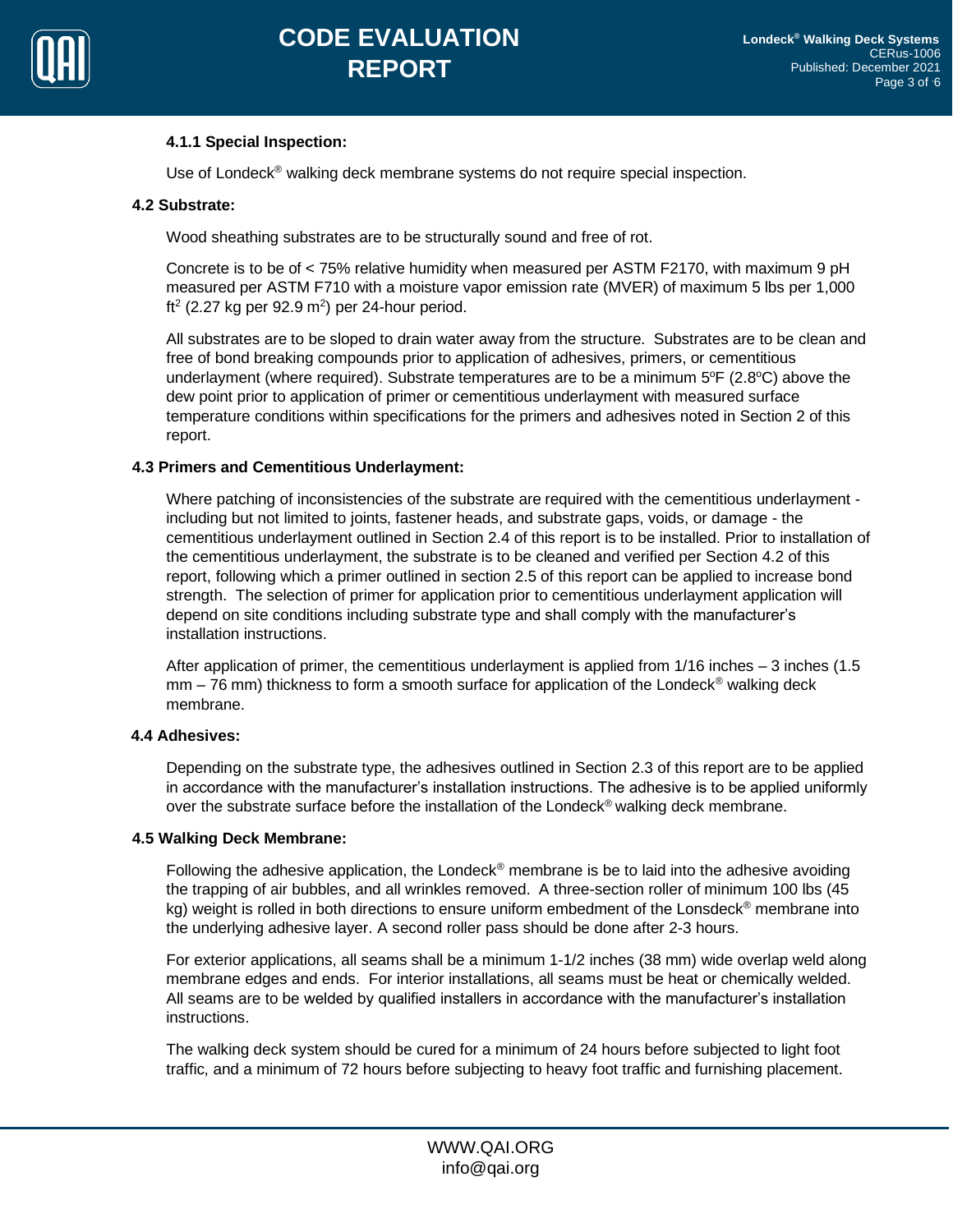#### 4.1.1 Special Inspection:

Use of Londeck® walking deck membrane systems do not require special inspection.

### 4.2 Substrate:

Wood sheathing substrates are to be structurally sound and free of rot.

Concrete is to be of < 75% relative humidity when measured per ASTM F2170, with maximum 9 pH measured per ASTM F710 with a moisture vapor emission rate (MVER) of maximum 5 lbs per 1,000 $ft^2$ (2.27 kg per 92.9 $m^2$) per 24-hour period.

All substrates are to be sloped to drain water away from the structure. Substrates are to be clean and free of bond breaking compounds prior to application of adhesives, primers, or cementitious underlayment (where required). Substrate temperatures are to be a minimum 5ºF (2.8ºC) above the dew point prior to application of primer or cementitious underlayment with measured surface temperature conditions within specifications for the primers and adhesives noted in Section 2 of this report.

### 4.3 Primers and Cementitious Underlayment:

Where patching of inconsistencies of the substrate are required with the cementitious underlayment - including but not limited to joints, fastener heads, and substrate gaps, voids, or damage - the cementitious underlayment outlined in Section 2.4 of this report is to be installed. Prior to installation of the cementitious underlayment, the substrate is to be cleaned and verified per Section 4.2 of this report, following which a primer outlined in section 2.5 of this report can be applied to increase bond strength. The selection of primer for application prior to cementitious underlayment application will depend on site conditions including substrate type and shall comply with the manufacturer's installation instructions.

After application of primer, the cementitious underlayment is applied from 1/16 inches – 3 inches (1.5 mm – 76 mm) thickness to form a smooth surface for application of the Londeck® walking deck membrane.

### 4.4 Adhesives:

Depending on the substrate type, the adhesives outlined in Section 2.3 of this report are to be applied in accordance with the manufacturer's installation instructions. The adhesive is to be applied uniformly over the substrate surface before the installation of the Londeck® walking deck membrane.

### 4.5 Walking Deck Membrane:

Following the adhesive application, the Londeck® membrane is be to laid into the adhesive avoiding the trapping of air bubbles, and all wrinkles removed. A three-section roller of minimum 100 lbs (45 kg) weight is rolled in both directions to ensure uniform embedment of the Lonsdeck® membrane into the underlying adhesive layer. A second roller pass should be done after 2-3 hours.

For exterior applications, all seams shall be a minimum 1-1/2 inches (38 mm) wide overlap weld along membrane edges and ends. For interior installations, all seams must be heat or chemically welded. All seams are to be welded by qualified installers in accordance with the manufacturer's installation instructions.

The walking deck system should be cured for a minimum of 24 hours before subjected to light foot traffic, and a minimum of 72 hours before subjecting to heavy foot traffic and furnishing placement.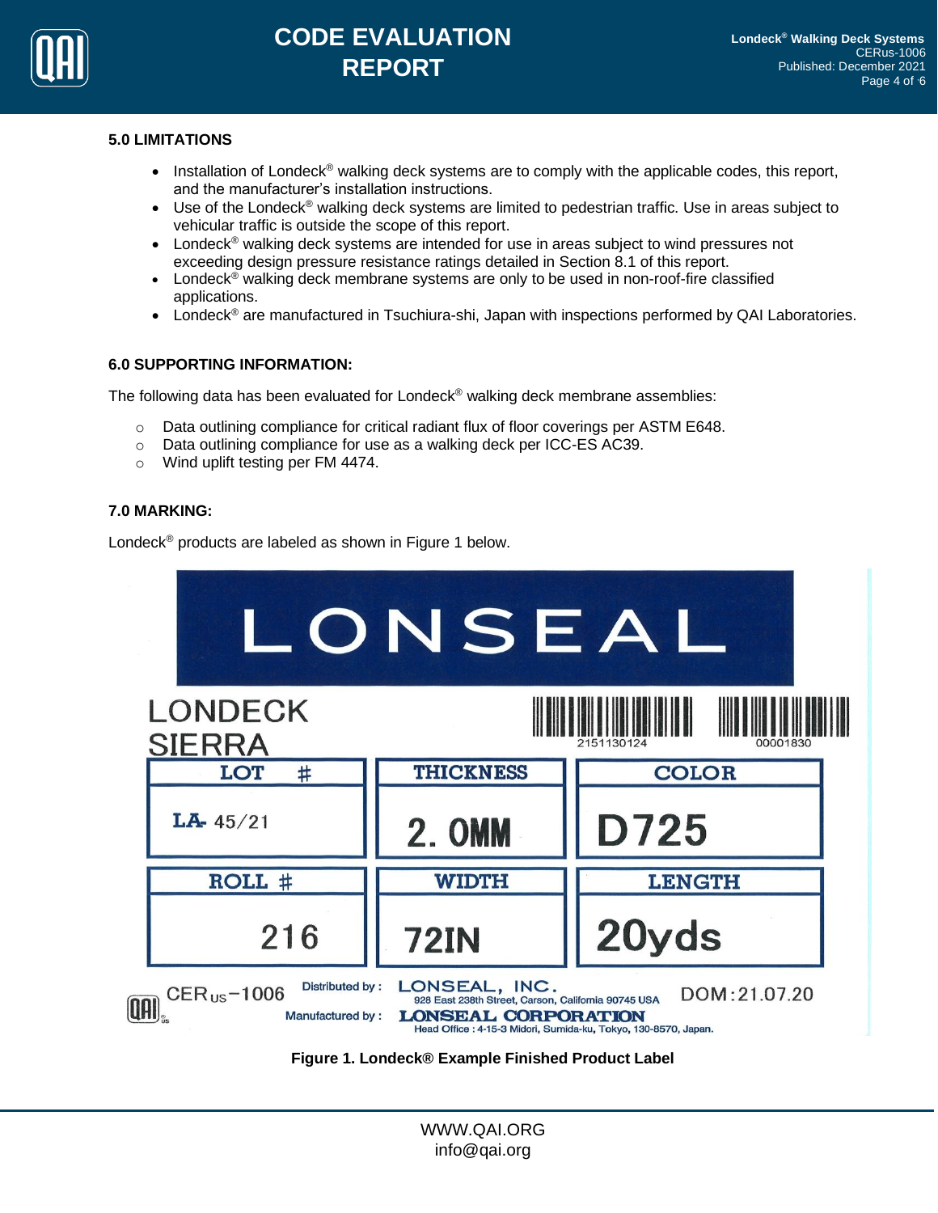## 5.0 LIMITATIONS

- Installation of Londeck® walking deck systems are to comply with the applicable codes, this report, and the manufacturer's installation instructions.
- Use of the Londeck® walking deck systems are limited to pedestrian traffic. Use in areas subject to vehicular traffic is outside the scope of this report.
- Londeck® walking deck systems are intended for use in areas subject to wind pressures not exceeding design pressure resistance ratings detailed in Section 8.1 of this report.
- Londeck® walking deck membrane systems are only to be used in non-roof-fire classified applications.
- Londeck® are manufactured in Tsuchiura-shi, Japan with inspections performed by QAI Laboratories.

## 6.0 SUPPORTING INFORMATION:

The following data has been evaluated for Londeck® walking deck membrane assemblies:

- Data outlining compliance for critical radiant flux of floor coverings per ASTM E648.
- Data outlining compliance for use as a walking deck per ICC-ES AC39.
- Wind uplift testing per FM 4474.

## 7.0 MARKING:

Londeck® products are labeled as shown in Figure 1 below.

LONSEAL

LONDECK SIERRA

2151130124 00001830

| LOT # | THICKNESS | COLOR |
|---|---|---|
| LA- 45/21 | 2. 0MM | D725 |
| **ROLL #** | **WIDTH** | **LENGTH** |
| 216 | 72IN | 20yds |

CERus-1006 Distributed by : LONSEAL, INC. 928 East 238th Street, Carson, California 90745 USA DOM:21.07.20

Manufactured by : LONSEAL CORPORATION Head Office : 4-15-3 Midori, Sumida-ku, Tokyo, 130-8570, Japan.

**Figure 1. Londeck® Example Finished Product Label**

WWW.QAI.ORG
info@qai.org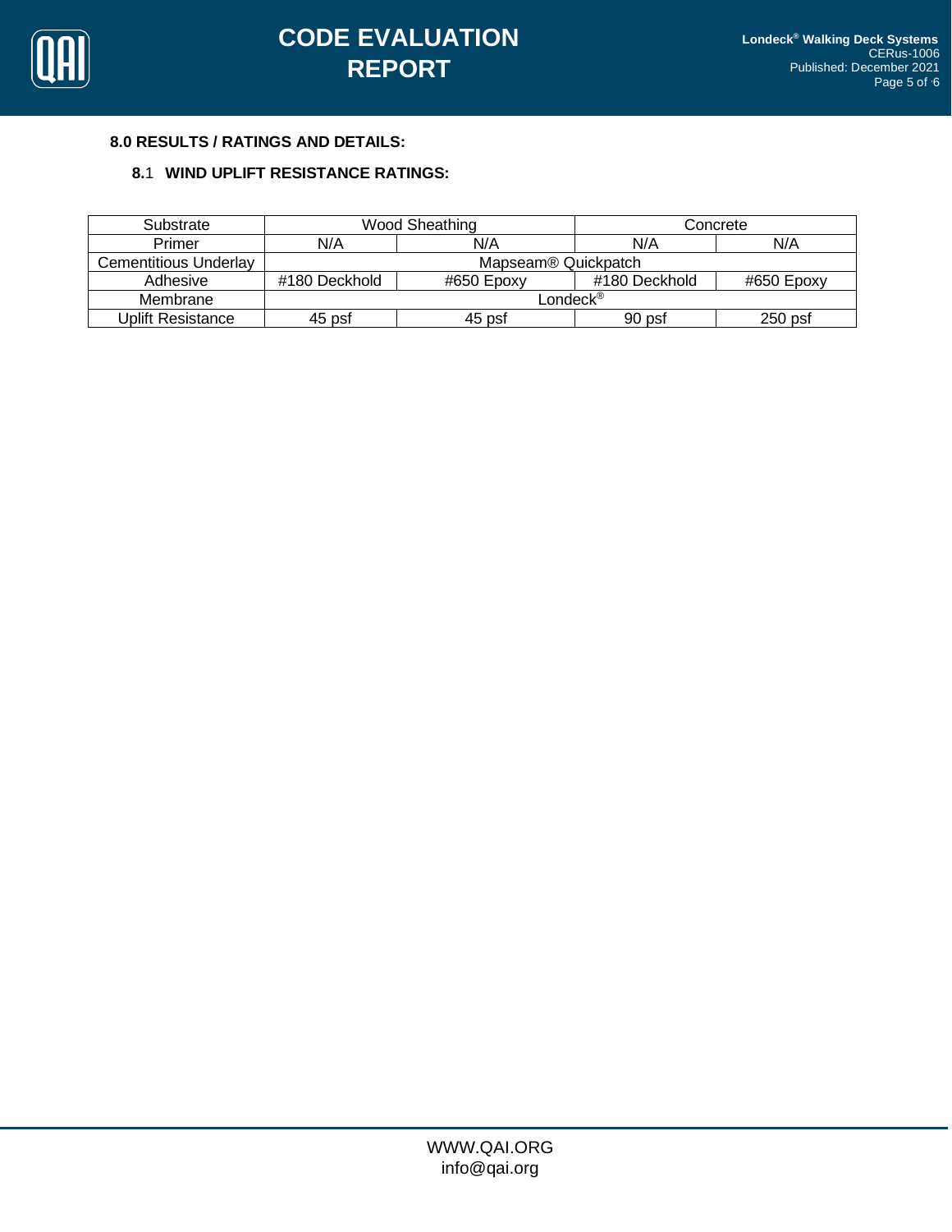**8.0 RESULTS / RATINGS AND DETAILS:**

**8.1 WIND UPLIFT RESISTANCE RATINGS:**

| Substrate | Wood Sheathing | | Concrete | |
|---|---|---|---|---|
| Primer | N/A | N/A | N/A | N/A |
| Cementitious Underlay | Mapseam® Quickpatch | | | |
| Adhesive | #180 Deckhold | #650 Epoxy | #180 Deckhold | #650 Epoxy |
| Membrane | Londeck® | | | |
| Uplift Resistance | 45 psf | 45 psf | 90 psf | 250 psf |

WWW.QAI.ORG
info@qai.org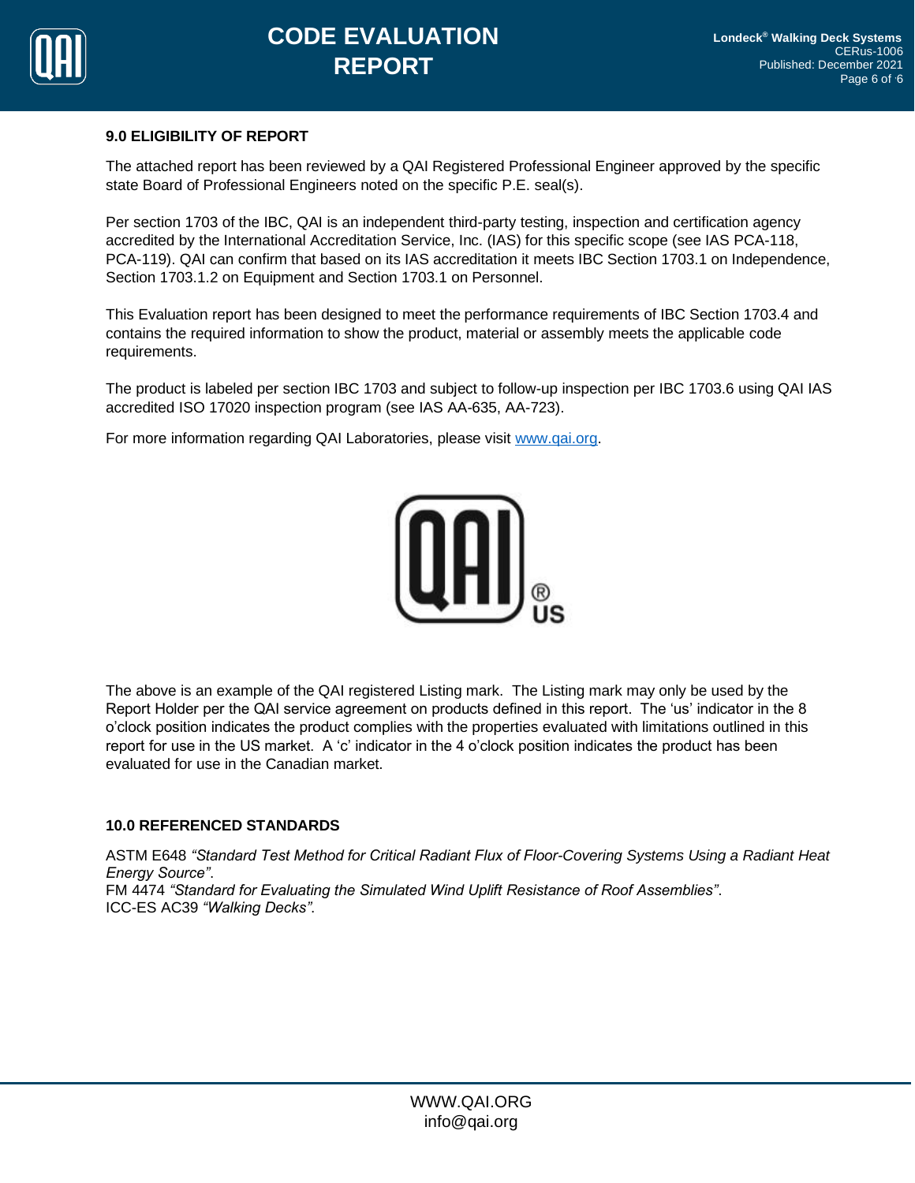### 9.0 ELIGIBILITY OF REPORT

The attached report has been reviewed by a QAI Registered Professional Engineer approved by the specific state Board of Professional Engineers noted on the specific P.E. seal(s).

Per section 1703 of the IBC, QAI is an independent third-party testing, inspection and certification agency accredited by the International Accreditation Service, Inc. (IAS) for this specific scope (see IAS PCA-118, PCA-119). QAI can confirm that based on its IAS accreditation it meets IBC Section 1703.1 on Independence, Section 1703.1.2 on Equipment and Section 1703.1 on Personnel.

This Evaluation report has been designed to meet the performance requirements of IBC Section 1703.4 and contains the required information to show the product, material or assembly meets the applicable code requirements.

The product is labeled per section IBC 1703 and subject to follow-up inspection per IBC 1703.6 using QAI IAS accredited ISO 17020 inspection program (see IAS AA-635, AA-723).

For more information regarding QAI Laboratories, please visit www.qai.org.

The above is an example of the QAI registered Listing mark. The Listing mark may only be used by the Report Holder per the QAI service agreement on products defined in this report. The 'us' indicator in the 8 o'clock position indicates the product complies with the properties evaluated with limitations outlined in this report for use in the US market. A 'c' indicator in the 4 o'clock position indicates the product has been evaluated for use in the Canadian market.

### 10.0 REFERENCED STANDARDS

ASTM E648 *"Standard Test Method for Critical Radiant Flux of Floor-Covering Systems Using a Radiant Heat Energy Source"*.
FM 4474 *"Standard for Evaluating the Simulated Wind Uplift Resistance of Roof Assemblies"*.
ICC-ES AC39 *"Walking Decks"*.